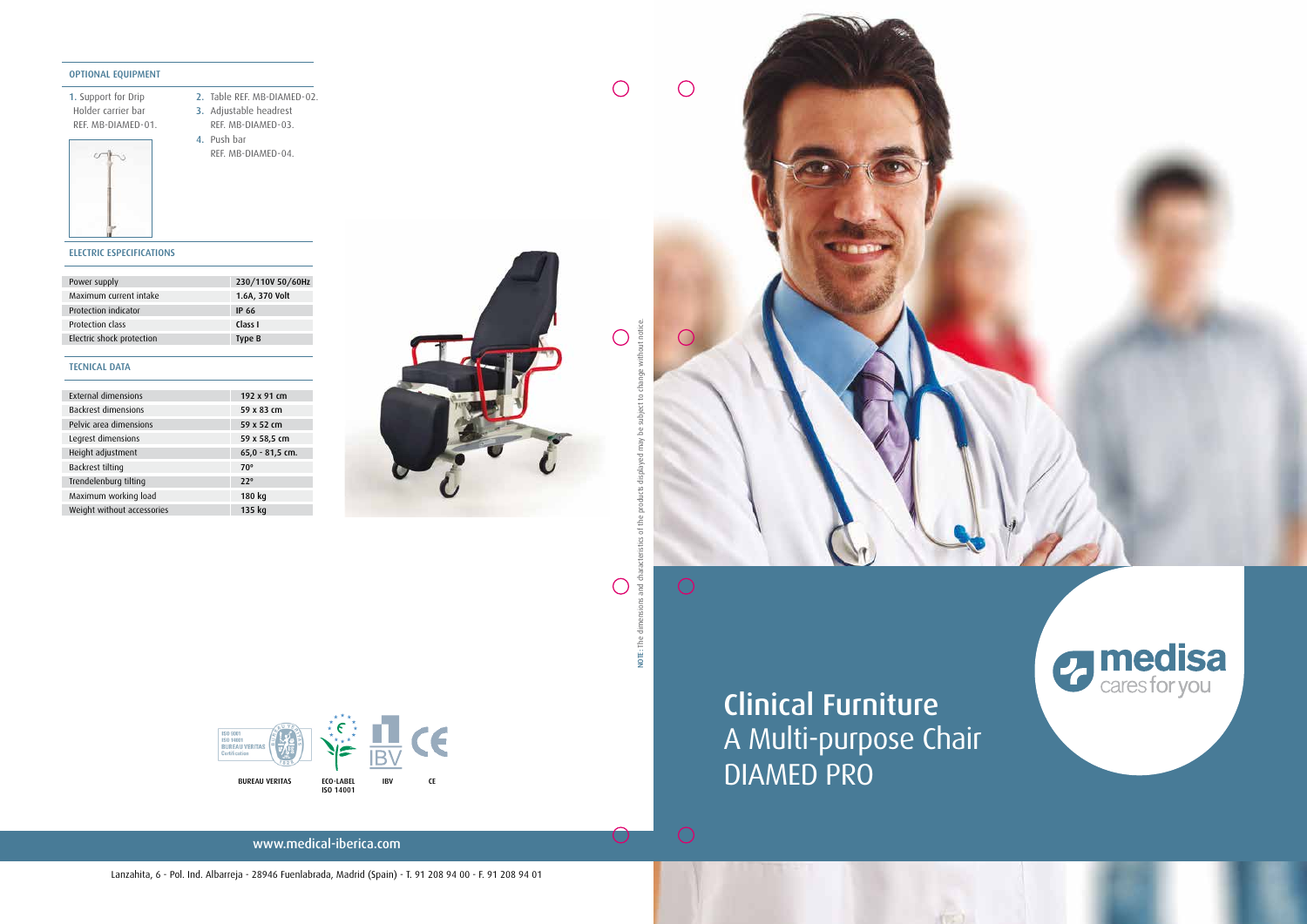## OPTIONAL EQUIPMENT

1. Support for Drip Holder carrier bar REF. MB-DIAMED-01.
2. Table REF. MB-DIAMED-02.
3. Adjustable headrest REF. MB-DIAMED-03.
4. Push bar REF. MB-DIAMED-04.

## ELECTRIC ESPECIFICATIONS

| | |
|---|---|
| Power supply | 230/110V 50/60Hz |
| Maximum current intake | 1.6A, 370 Volt |
| Protection indicator | IP 66 |
| Protection class | Class I |
| Electric shock protection | Type B |

## TECNICAL DATA

| | |
|---|---|
| External dimensions | 192 x 91 cm |
| Backrest dimensions | 59 x 83 cm |
| Pelvic area dimensions | 59 x 52 cm |
| Legrest dimensions | 59 x 58,5 cm |
| Height adjustment | 65,0 - 81,5 cm. |
| Backrest tilting | 70° |
| Trendelenburg tilting | 22° |
| Maximum working load | 180 kg |
| Weight without accessories | 135 kg |

BUREAU VERITAS ECO-LABEL ISO 14001 IBV CE

**NOTE:** The dimensions and characteristics of the products displayed may be subject to change without notice.

www.medical-iberica.com

Lanzahita, 6 - Pol. Ind. Albarreja - 28946 Fuenlabrada, Madrid (Spain) - T. 91 208 94 00 - F. 91 208 94 01

medisa cares for you

# Clinical Furniture

A Multi-purpose Chair

DIAMED PRO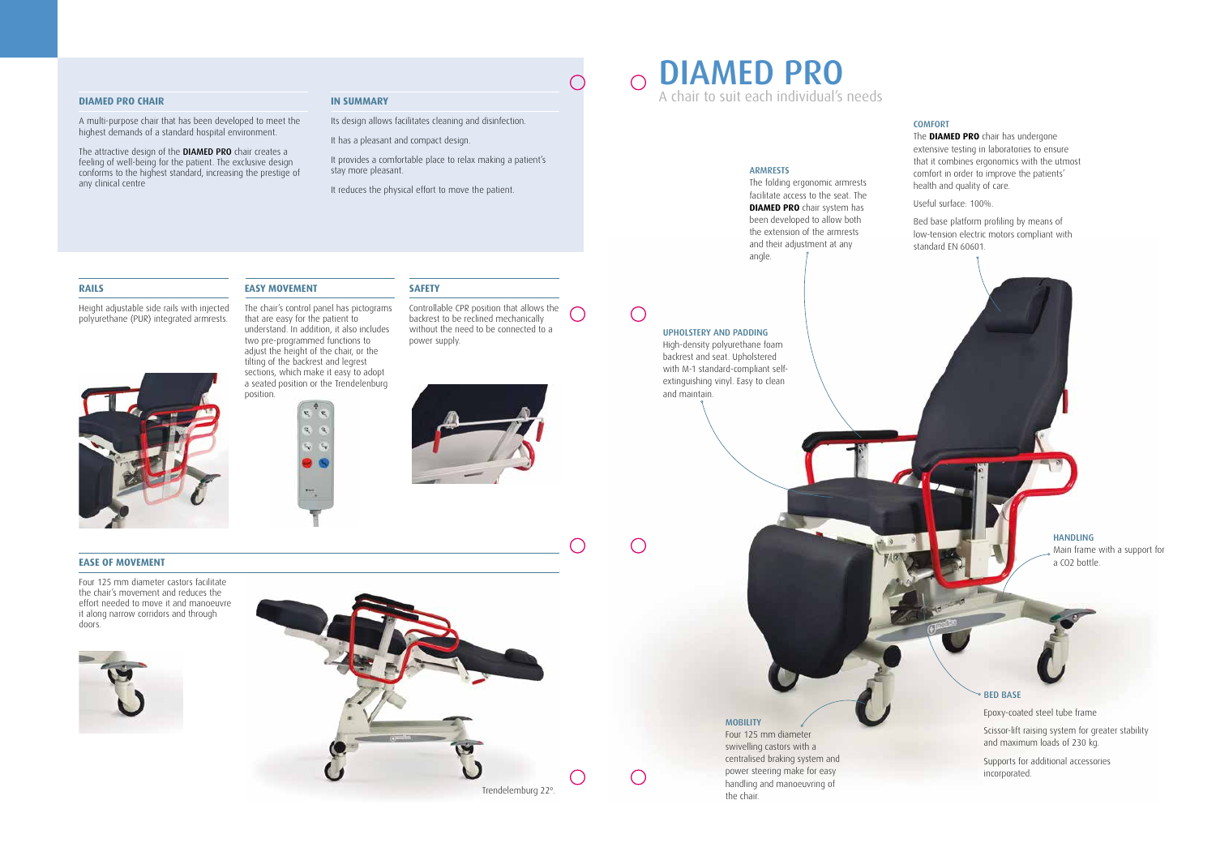## DIAMED PRO CHAIR

A multi-purpose chair that has been developed to meet the highest demands of a standard hospital environment.

The attractive design of the **DIAMED PRO** chair creates a feeling of well-being for the patient. The exclusive design conforms to the highest standard, increasing the prestige of any clinical centre

## IN SUMMARY

Its design allows facilitates cleaning and disinfection.

It has a pleasant and compact design.

It provides a comfortable place to relax making a patient's stay more pleasant.

It reduces the physical effort to move the patient.

## RAILS

Height adjustable side rails with injected polyurethane (PUR) integrated armrests.

## EASY MOVEMENT

The chair's control panel has pictograms that are easy for the patient to understand. In addition, it also includes two pre-programmed functions to adjust the height of the chair, or the tilting of the backrest and legrest sections, which make it easy to adopt a seated position or the Trendelenburg position.

## SAFETY

Controllable CPR position that allows the backrest to be reclined mechanically without the need to be connected to a power supply.

## EASE OF MOVEMENT

Four 125 mm diameter castors facilitate the chair's movement and reduces the effort needed to move it and manoeuvre it along narrow corridors and through doors.

Trendelemburg 22°.

# DIAMED PRO

A chair to suit each individual's needs

### COMFORT

The **DIAMED PRO** chair has undergone extensive testing in laboratories to ensure that it combines ergonomics with the utmost comfort in order to improve the patients' health and quality of care.

Useful surface: 100%.

Bed base platform profiling by means of low-tension electric motors compliant with standard EN 60601.

### ARMRESTS

The folding ergonomic armrests facilitate access to the seat. The **DIAMED PRO** chair system has been developed to allow both the extension of the armrests and their adjustment at any angle.

### UPHOLSTERY AND PADDING

High-density polyurethane foam backrest and seat. Upholstered with M-1 standard-compliant self-extinguishing vinyl. Easy to clean and maintain.

### HANDLING

Main frame with a support for a $CO_2$ bottle.

### BED BASE

Epoxy-coated steel tube frame

Scissor-lift raising system for greater stability and maximum loads of 230 kg.

Supports for additional accessories incorporated.

### MOBILITY

Four 125 mm diameter swivelling castors with a centralised braking system and power steering make for easy handling and manoeuvring of the chair.